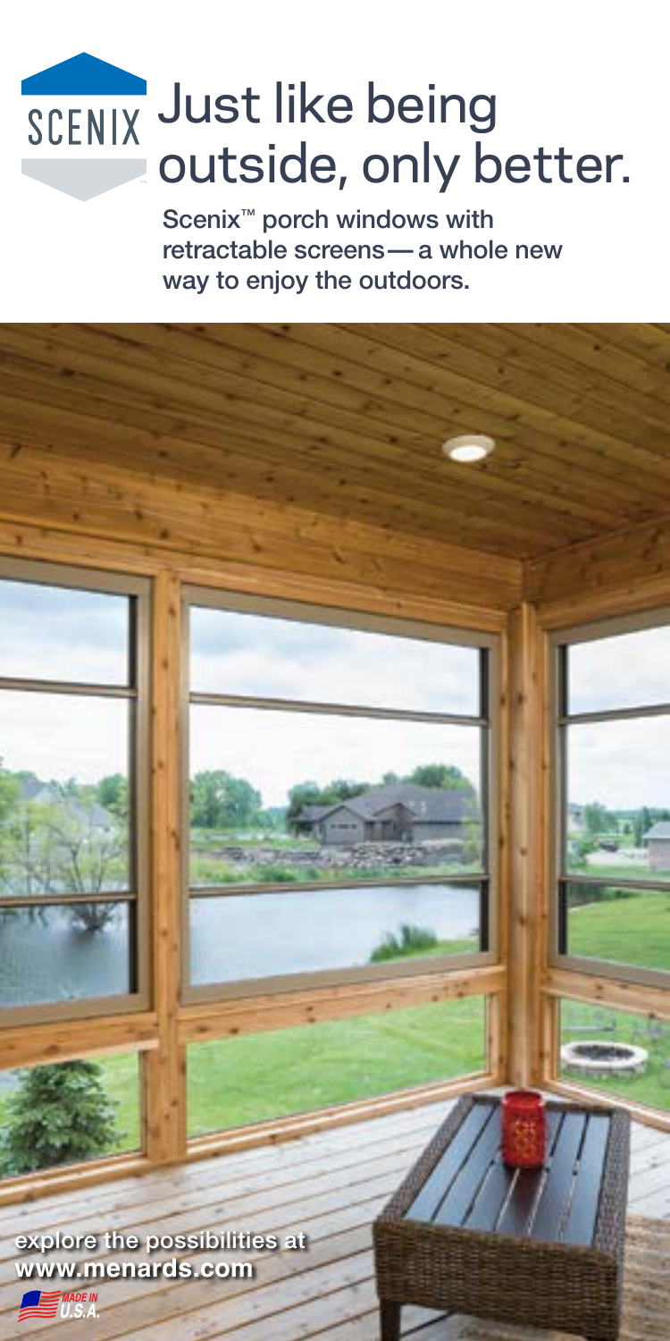SCENIX

# Just like being outside, only better.

Scenix™ porch windows with retractable screens— a whole new way to enjoy the outdoors.

**explore the possibilities at www.menards.com**

MADE IN U.S.A.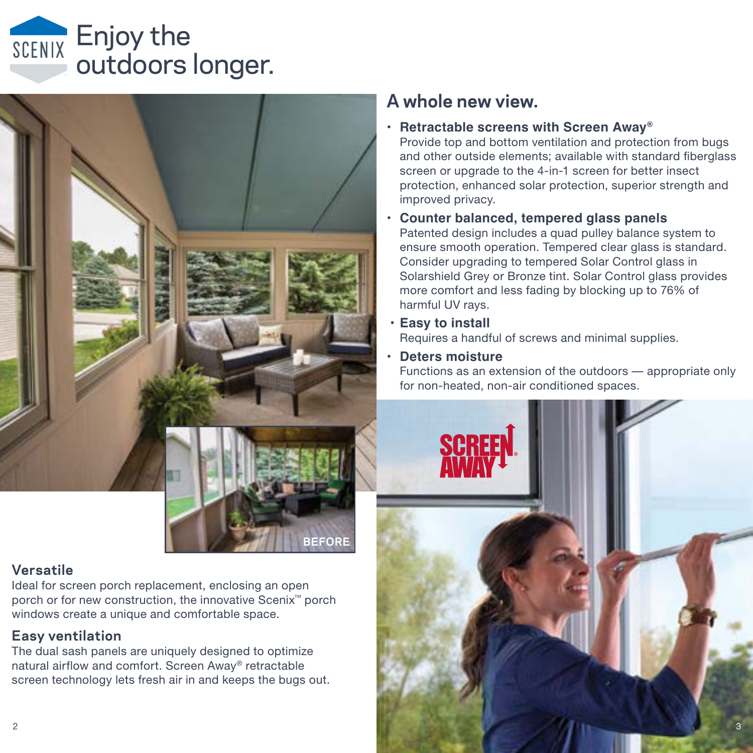# Enjoy the outdoors longer.

## Versatile

Ideal for screen porch replacement, enclosing an open porch or for new construction, the innovative Scenix™ porch windows create a unique and comfortable space.

## Easy ventilation

The dual sash panels are uniquely designed to optimize natural airflow and comfort. Screen Away® retractable screen technology lets fresh air in and keeps the bugs out.

## A whole new view.

- **Retractable screens with Screen Away®**
  Provide top and bottom ventilation and protection from bugs and other outside elements; available with standard fiberglass screen or upgrade to the 4-in-1 screen for better insect protection, enhanced solar protection, superior strength and improved privacy.
- **Counter balanced, tempered glass panels**
  Patented design includes a quad pulley balance system to ensure smooth operation. Tempered clear glass is standard. Consider upgrading to tempered Solar Control glass in Solarshield Grey or Bronze tint. Solar Control glass provides more comfort and less fading by blocking up to 76% of harmful UV rays.
- **Easy to install**
  Requires a handful of screws and minimal supplies.
- **Deters moisture**
  Functions as an extension of the outdoors — appropriate only for non-heated, non-air conditioned spaces.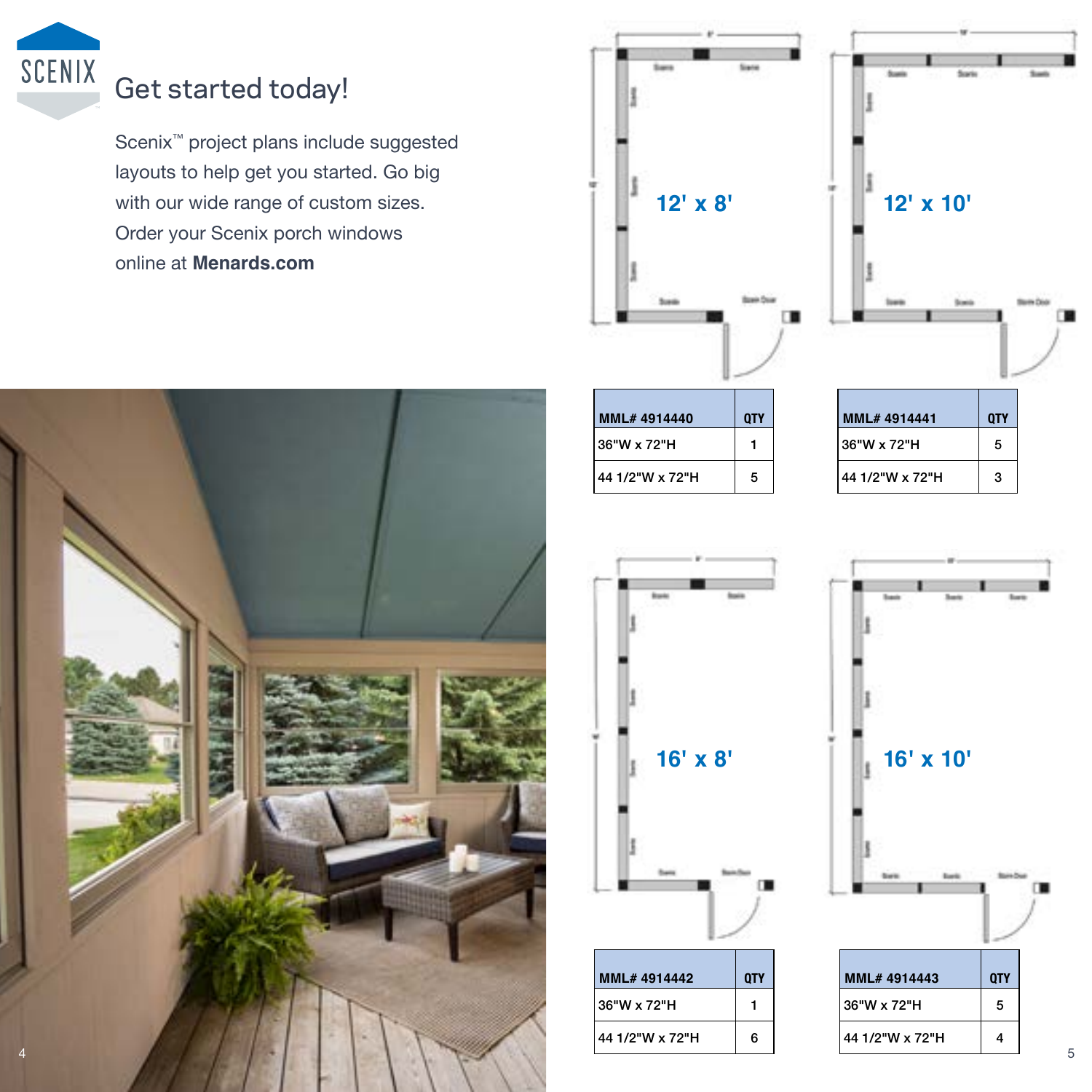## Get started today!

Scenix™ project plans include suggested layouts to help get you started. Go big with our wide range of custom sizes. Order your Scenix porch windows online at **Menards.com**

### 12' x 8'

| MML# 4914440 | QTY |
|---|---|
| 36"W x 72"H | 1 |
| 44 1/2"W x 72"H | 5 |

### 12' x 10'

| MML# 4914441 | QTY |
|---|---|
| 36"W x 72"H | 5 |
| 44 1/2"W x 72"H | 3 |

### 16' x 8'

| MML# 4914442 | QTY |
|---|---|
| 36"W x 72"H | 1 |
| 44 1/2"W x 72"H | 6 |

### 16' x 10'

| MML# 4914443 | QTY |
|---|---|
| 36"W x 72"H | 5 |
| 44 1/2"W x 72"H | 4 |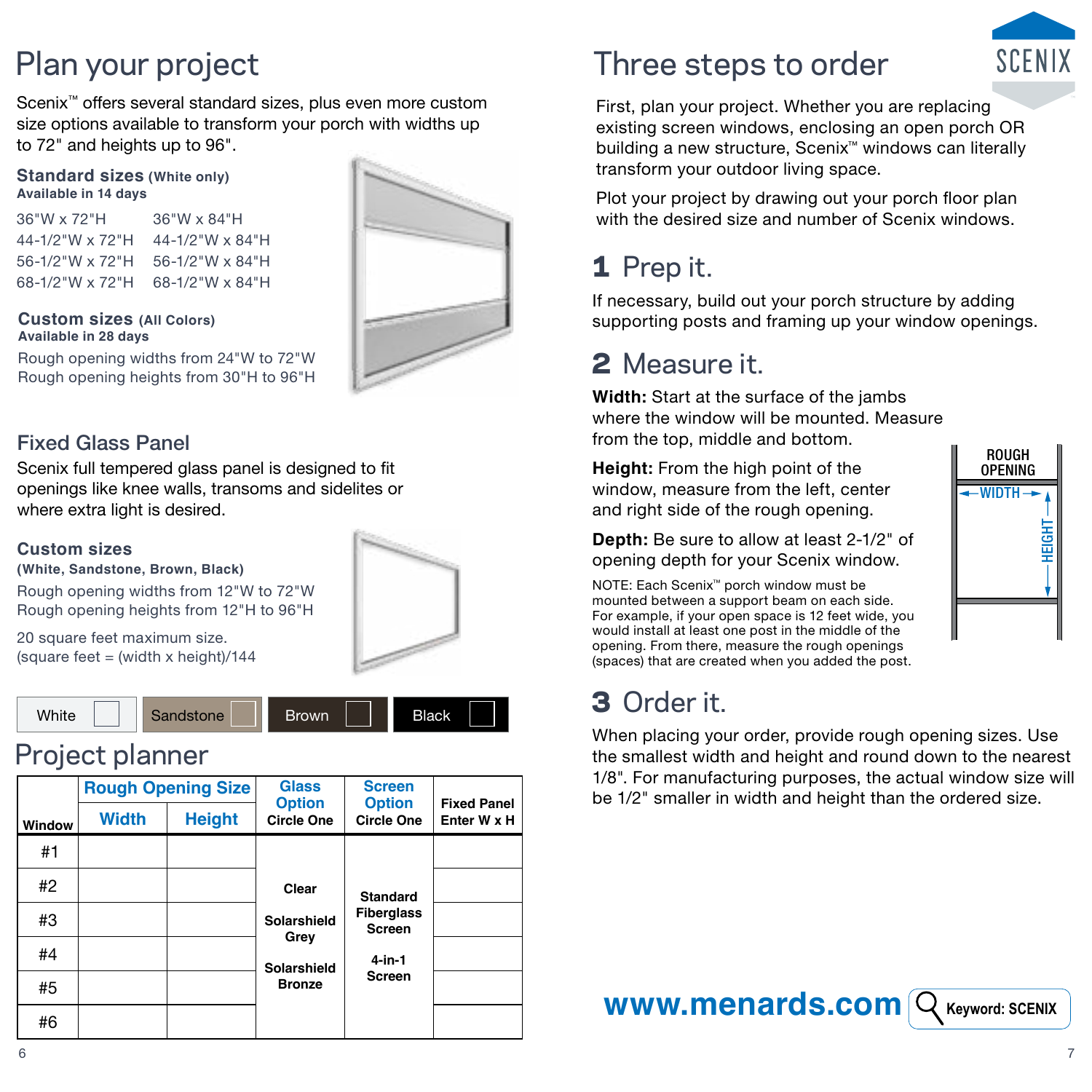# Plan your project

Scenix™ offers several standard sizes, plus even more custom size options available to transform your porch with widths up to 72" and heights up to 96".

### Standard sizes (White only)

**Available in 14 days**

| | |
|---|---|
| 36"W x 72"H | 36"W x 84"H |
| 44-1/2"W x 72"H | 44-1/2"W x 84"H |
| 56-1/2"W x 72"H | 56-1/2"W x 84"H |
| 68-1/2"W x 72"H | 68-1/2"W x 84"H |

### Custom sizes (All Colors)

**Available in 28 days**

Rough opening widths from 24"W to 72"W
Rough opening heights from 30"H to 96"H

## Fixed Glass Panel

Scenix full tempered glass panel is designed to fit openings like knee walls, transoms and sidelites or where extra light is desired.

### Custom sizes

**(White, Sandstone, Brown, Black)**

Rough opening widths from 12"W to 72"W
Rough opening heights from 12"H to 96"H

20 square feet maximum size.
(square feet = (width x height)/144

White | Sandstone | Brown | Black

## Project planner

| Window | Rough Opening Size | | Glass Option | Screen Option | Fixed Panel |
|---|---|---|---|---|---|
| | Width | Height | Circle One | Circle One | Enter W x H |
| #1 | | | Clear<br>Solarshield Grey<br>Solarshield Bronze | Standard Fiberglass Screen<br>4-in-1 Screen | |
| #2 | | | | | |
| #3 | | | | | |
| #4 | | | | | |
| #5 | | | | | |
| #6 | | | | | |

# Three steps to order

First, plan your project. Whether you are replacing existing screen windows, enclosing an open porch OR building a new structure, Scenix™ windows can literally transform your outdoor living space.

Plot your project by drawing out your porch floor plan with the desired size and number of Scenix windows.

## 1 Prep it.

If necessary, build out your porch structure by adding supporting posts and framing up your window openings.

## 2 Measure it.

**Width:** Start at the surface of the jambs where the window will be mounted. Measure from the top, middle and bottom.

**Height:** From the high point of the window, measure from the left, center and right side of the rough opening.

**Depth:** Be sure to allow at least 2-1/2" of opening depth for your Scenix window.

NOTE: Each Scenix™ porch window must be mounted between a support beam on each side. For example, if your open space is 12 feet wide, you would install at least one post in the middle of the opening. From there, measure the rough openings (spaces) that are created when you added the post.

ROUGH OPENING — WIDTH — HEIGHT

## 3 Order it.

When placing your order, provide rough opening sizes. Use the smallest width and height and round down to the nearest 1/8". For manufacturing purposes, the actual window size will be 1/2" smaller in width and height than the ordered size.

**www.menards.com** Keyword: SCENIX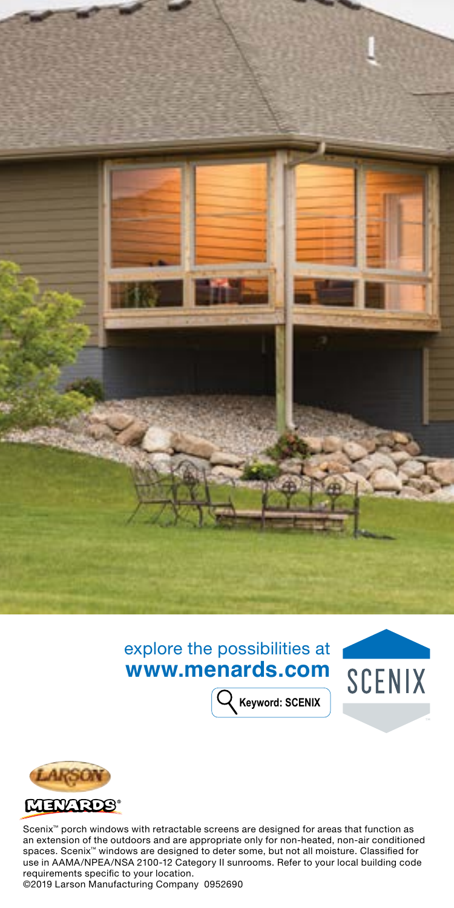explore the possibilities at
**www.menards.com**

Keyword: SCENIX

SCENIX

LARSON

MENARDS®

Scenix™ porch windows with retractable screens are designed for areas that function as an extension of the outdoors and are appropriate only for non-heated, non-air conditioned spaces. Scenix™ windows are designed to deter some, but not all moisture. Classified for use in AAMA/NPEA/NSA 2100-12 Category II sunrooms. Refer to your local building code requirements specific to your location.

©2019 Larson Manufacturing Company 0952690